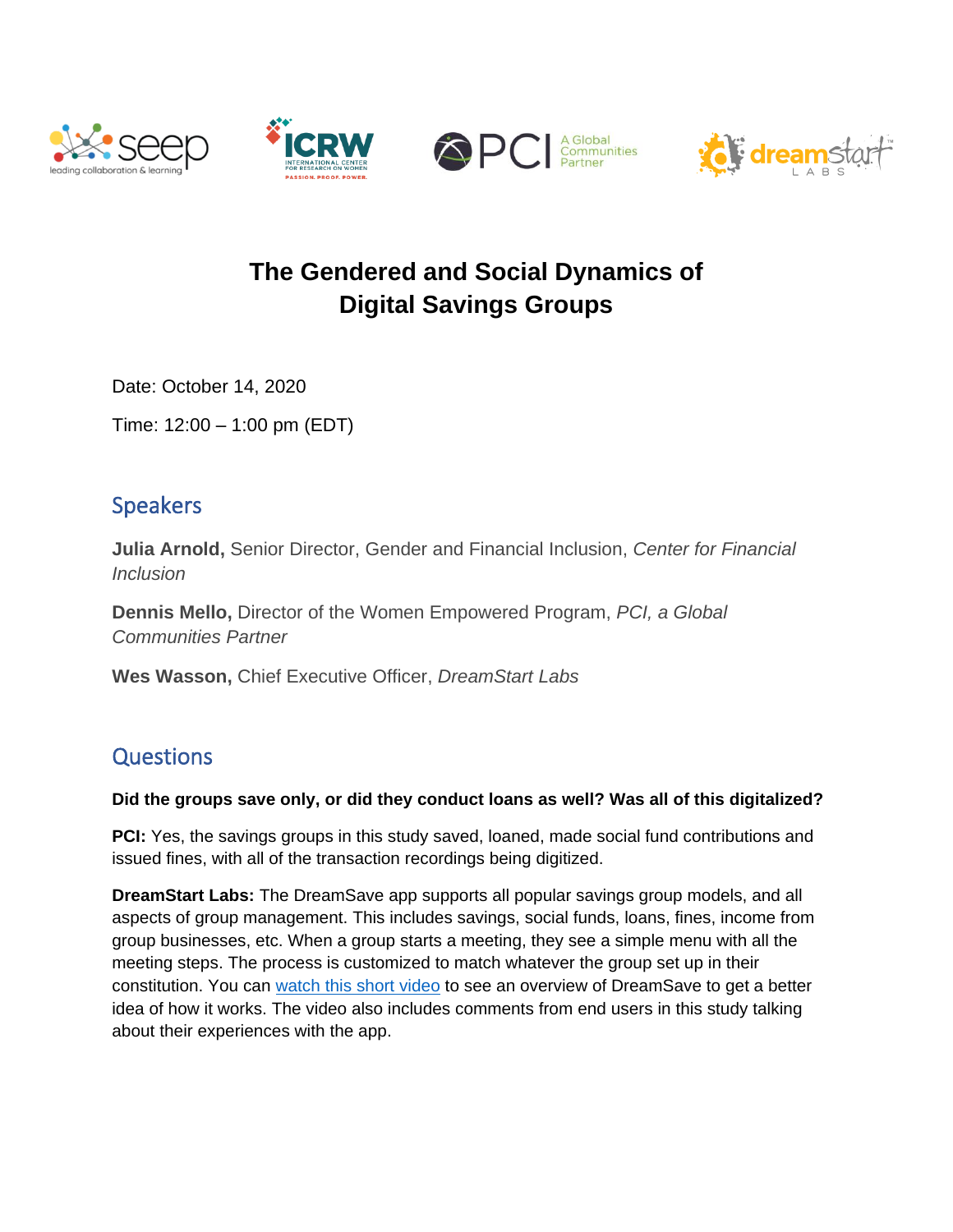# The Gendered and Social Dynamics of Digital Savings Groups

Date: October 14, 2020

Time: 12:00 – 1:00 pm (EDT)

## Speakers

**Julia Arnold,** Senior Director, Gender and Financial Inclusion, *Center for Financial Inclusion*

**Dennis Mello,** Director of the Women Empowered Program, *PCI, a Global Communities Partner*

**Wes Wasson,** Chief Executive Officer, *DreamStart Labs*

## Questions

**Did the groups save only, or did they conduct loans as well? Was all of this digitalized?**

**PCI:** Yes, the savings groups in this study saved, loaned, made social fund contributions and issued fines, with all of the transaction recordings being digitized.

**DreamStart Labs:** The DreamSave app supports all popular savings group models, and all aspects of group management. This includes savings, social funds, loans, fines, income from group businesses, etc. When a group starts a meeting, they see a simple menu with all the meeting steps. The process is customized to match whatever the group set up in their constitution. You can watch this short video to see an overview of DreamSave to get a better idea of how it works. The video also includes comments from end users in this study talking about their experiences with the app.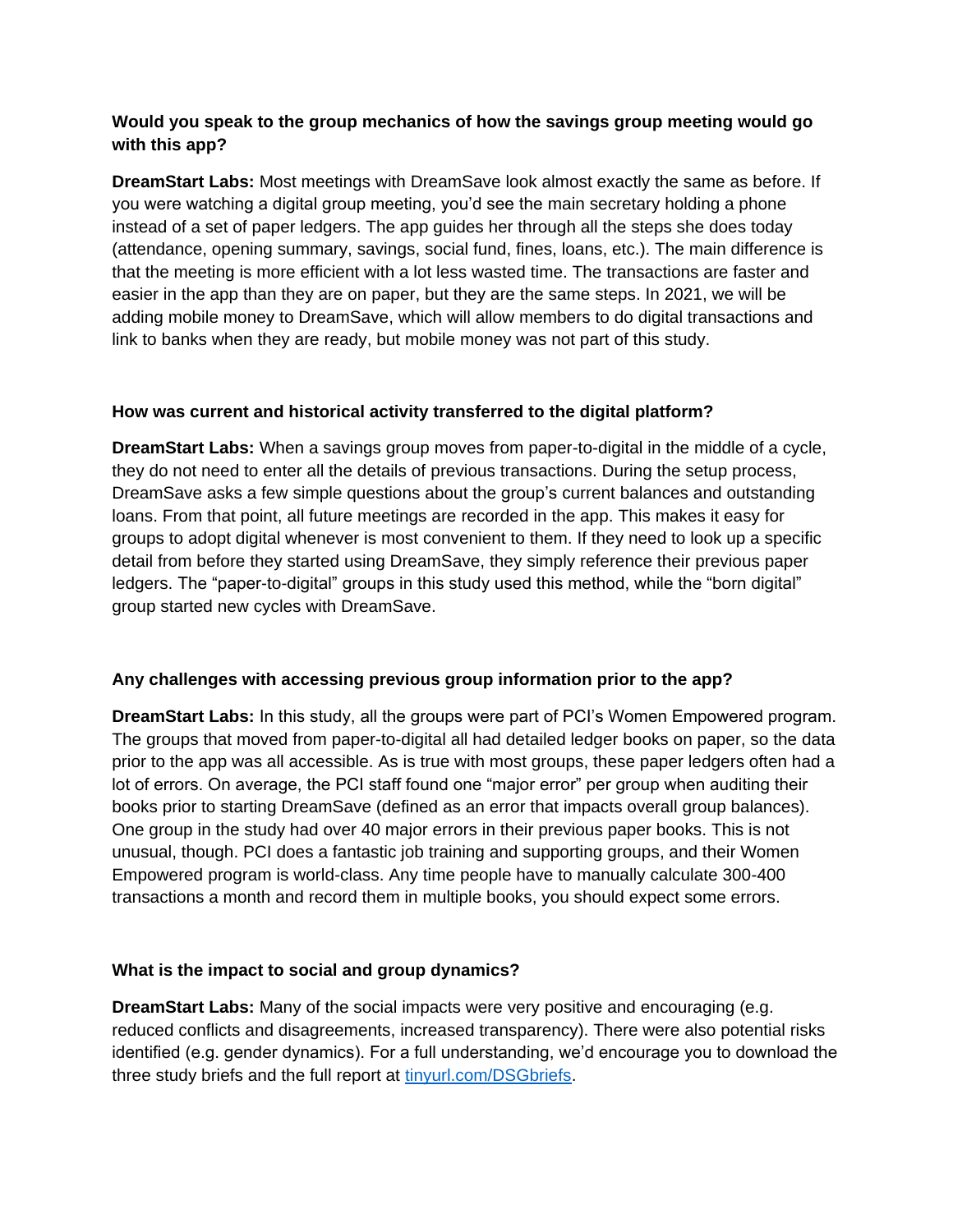**Would you speak to the group mechanics of how the savings group meeting would go with this app?**

**DreamStart Labs:** Most meetings with DreamSave look almost exactly the same as before. If you were watching a digital group meeting, you'd see the main secretary holding a phone instead of a set of paper ledgers. The app guides her through all the steps she does today (attendance, opening summary, savings, social fund, fines, loans, etc.). The main difference is that the meeting is more efficient with a lot less wasted time. The transactions are faster and easier in the app than they are on paper, but they are the same steps. In 2021, we will be adding mobile money to DreamSave, which will allow members to do digital transactions and link to banks when they are ready, but mobile money was not part of this study.

**How was current and historical activity transferred to the digital platform?**

**DreamStart Labs:** When a savings group moves from paper-to-digital in the middle of a cycle, they do not need to enter all the details of previous transactions. During the setup process, DreamSave asks a few simple questions about the group's current balances and outstanding loans. From that point, all future meetings are recorded in the app. This makes it easy for groups to adopt digital whenever is most convenient to them. If they need to look up a specific detail from before they started using DreamSave, they simply reference their previous paper ledgers. The "paper-to-digital" groups in this study used this method, while the "born digital" group started new cycles with DreamSave.

**Any challenges with accessing previous group information prior to the app?**

**DreamStart Labs:** In this study, all the groups were part of PCI's Women Empowered program. The groups that moved from paper-to-digital all had detailed ledger books on paper, so the data prior to the app was all accessible. As is true with most groups, these paper ledgers often had a lot of errors. On average, the PCI staff found one "major error" per group when auditing their books prior to starting DreamSave (defined as an error that impacts overall group balances). One group in the study had over 40 major errors in their previous paper books. This is not unusual, though. PCI does a fantastic job training and supporting groups, and their Women Empowered program is world-class. Any time people have to manually calculate 300-400 transactions a month and record them in multiple books, you should expect some errors.

**What is the impact to social and group dynamics?**

**DreamStart Labs:** Many of the social impacts were very positive and encouraging (e.g. reduced conflicts and disagreements, increased transparency). There were also potential risks identified (e.g. gender dynamics). For a full understanding, we'd encourage you to download the three study briefs and the full report at [tinyurl.com/DSGbriefs](https://tinyurl.com/DSGbriefs).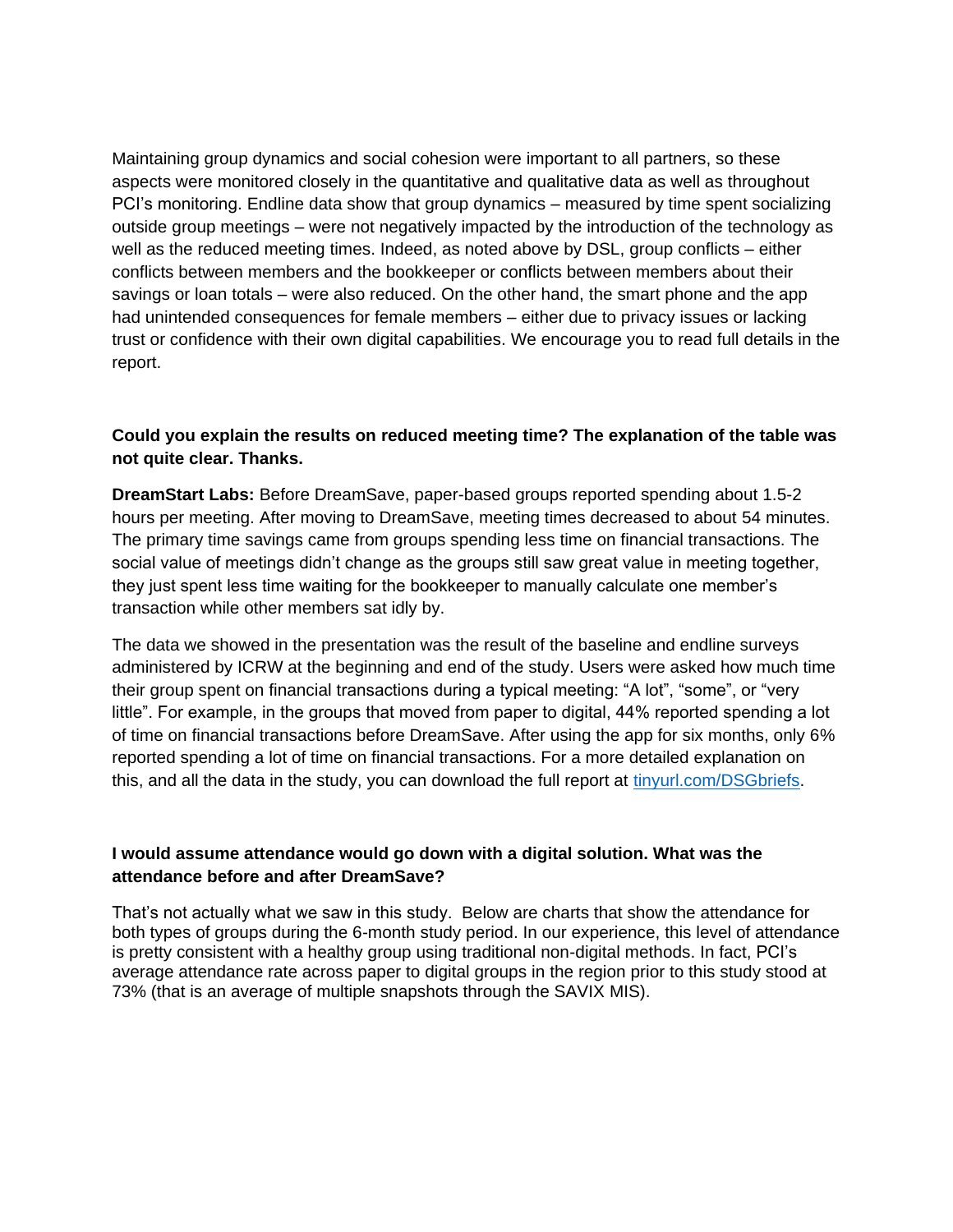Maintaining group dynamics and social cohesion were important to all partners, so these aspects were monitored closely in the quantitative and qualitative data as well as throughout PCI's monitoring. Endline data show that group dynamics – measured by time spent socializing outside group meetings – were not negatively impacted by the introduction of the technology as well as the reduced meeting times. Indeed, as noted above by DSL, group conflicts – either conflicts between members and the bookkeeper or conflicts between members about their savings or loan totals – were also reduced. On the other hand, the smart phone and the app had unintended consequences for female members – either due to privacy issues or lacking trust or confidence with their own digital capabilities. We encourage you to read full details in the report.

**Could you explain the results on reduced meeting time? The explanation of the table was not quite clear. Thanks.**

**DreamStart Labs:** Before DreamSave, paper-based groups reported spending about 1.5-2 hours per meeting. After moving to DreamSave, meeting times decreased to about 54 minutes. The primary time savings came from groups spending less time on financial transactions. The social value of meetings didn't change as the groups still saw great value in meeting together, they just spent less time waiting for the bookkeeper to manually calculate one member's transaction while other members sat idly by.

The data we showed in the presentation was the result of the baseline and endline surveys administered by ICRW at the beginning and end of the study. Users were asked how much time their group spent on financial transactions during a typical meeting: "A lot", "some", or "very little". For example, in the groups that moved from paper to digital, 44% reported spending a lot of time on financial transactions before DreamSave. After using the app for six months, only 6% reported spending a lot of time on financial transactions. For a more detailed explanation on this, and all the data in the study, you can download the full report at [tinyurl.com/DSGbriefs](tinyurl.com/DSGbriefs).

**I would assume attendance would go down with a digital solution. What was the attendance before and after DreamSave?**

That's not actually what we saw in this study. Below are charts that show the attendance for both types of groups during the 6-month study period. In our experience, this level of attendance is pretty consistent with a healthy group using traditional non-digital methods. In fact, PCI's average attendance rate across paper to digital groups in the region prior to this study stood at 73% (that is an average of multiple snapshots through the SAVIX MIS).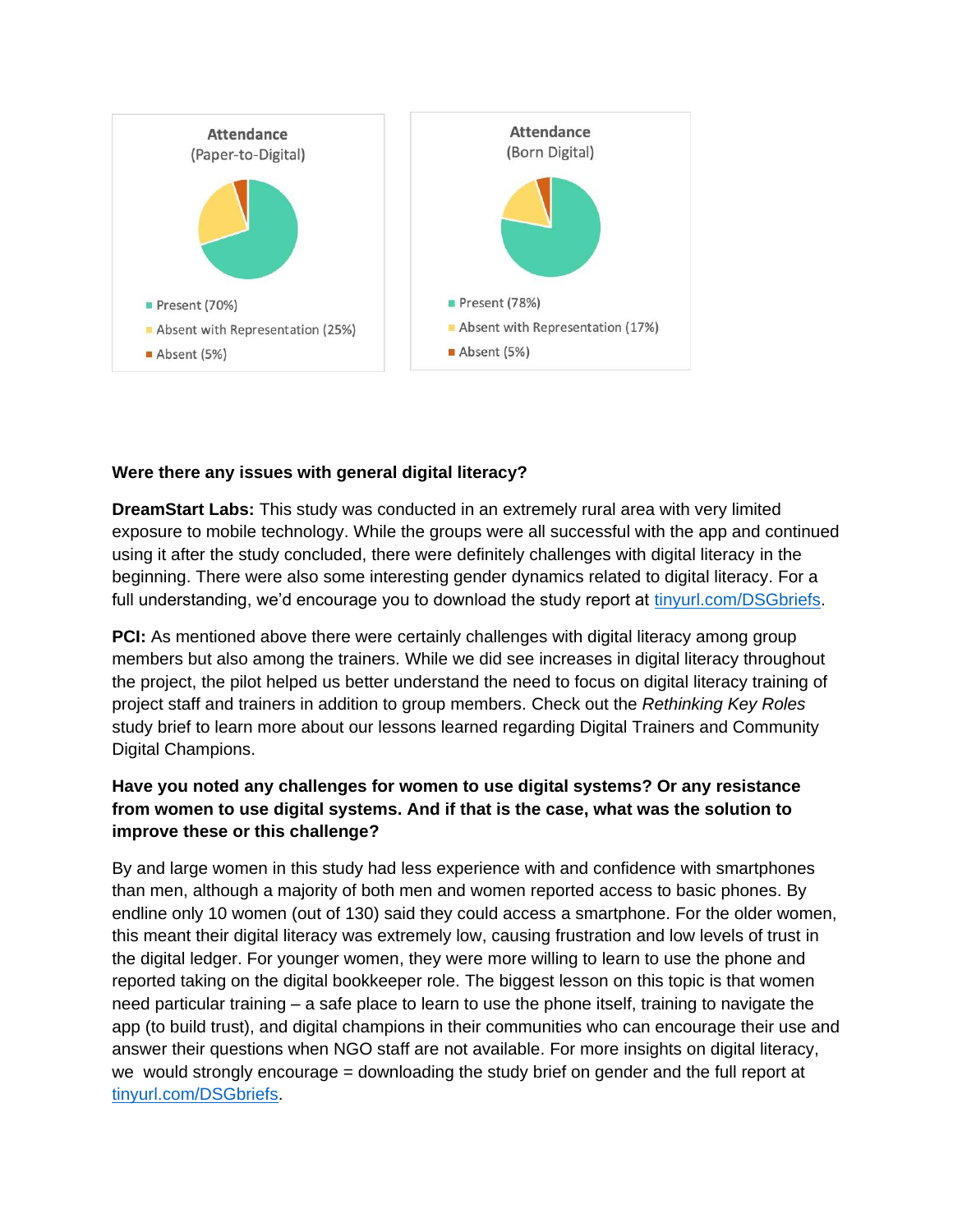**Attendance (Paper-to-Digital)**

- Present (70%)
- Absent with Representation (25%)
- Absent (5%)

**Attendance (Born Digital)**

- Present (78%)
- Absent with Representation (17%)
- Absent (5%)

**Were there any issues with general digital literacy?**

**DreamStart Labs:** This study was conducted in an extremely rural area with very limited exposure to mobile technology. While the groups were all successful with the app and continued using it after the study concluded, there were definitely challenges with digital literacy in the beginning. There were also some interesting gender dynamics related to digital literacy. For a full understanding, we'd encourage you to download the study report at [tinyurl.com/DSGbriefs](tinyurl.com/DSGbriefs).

**PCI:** As mentioned above there were certainly challenges with digital literacy among group members but also among the trainers. While we did see increases in digital literacy throughout the project, the pilot helped us better understand the need to focus on digital literacy training of project staff and trainers in addition to group members. Check out the *Rethinking Key Roles* study brief to learn more about our lessons learned regarding Digital Trainers and Community Digital Champions.

**Have you noted any challenges for women to use digital systems? Or any resistance from women to use digital systems. And if that is the case, what was the solution to improve these or this challenge?**

By and large women in this study had less experience with and confidence with smartphones than men, although a majority of both men and women reported access to basic phones. By endline only 10 women (out of 130) said they could access a smartphone. For the older women, this meant their digital literacy was extremely low, causing frustration and low levels of trust in the digital ledger. For younger women, they were more willing to learn to use the phone and reported taking on the digital bookkeeper role. The biggest lesson on this topic is that women need particular training – a safe place to learn to use the phone itself, training to navigate the app (to build trust), and digital champions in their communities who can encourage their use and answer their questions when NGO staff are not available. For more insights on digital literacy, we would strongly encourage = downloading the study brief on gender and the full report at [tinyurl.com/DSGbriefs](tinyurl.com/DSGbriefs).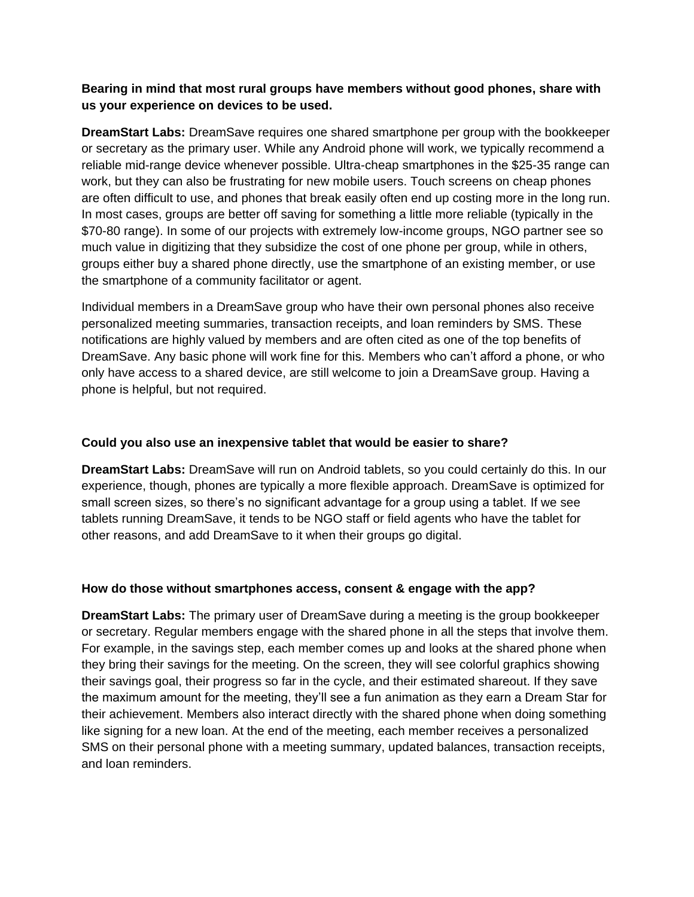**Bearing in mind that most rural groups have members without good phones, share with us your experience on devices to be used.**

**DreamStart Labs:** DreamSave requires one shared smartphone per group with the bookkeeper or secretary as the primary user. While any Android phone will work, we typically recommend a reliable mid-range device whenever possible. Ultra-cheap smartphones in the $25-35 range can work, but they can also be frustrating for new mobile users. Touch screens on cheap phones are often difficult to use, and phones that break easily often end up costing more in the long run. In most cases, groups are better off saving for something a little more reliable (typically in the $70-80 range). In some of our projects with extremely low-income groups, NGO partner see so much value in digitizing that they subsidize the cost of one phone per group, while in others, groups either buy a shared phone directly, use the smartphone of an existing member, or use the smartphone of a community facilitator or agent.

Individual members in a DreamSave group who have their own personal phones also receive personalized meeting summaries, transaction receipts, and loan reminders by SMS. These notifications are highly valued by members and are often cited as one of the top benefits of DreamSave. Any basic phone will work fine for this. Members who can't afford a phone, or who only have access to a shared device, are still welcome to join a DreamSave group. Having a phone is helpful, but not required.

**Could you also use an inexpensive tablet that would be easier to share?**

**DreamStart Labs:** DreamSave will run on Android tablets, so you could certainly do this. In our experience, though, phones are typically a more flexible approach. DreamSave is optimized for small screen sizes, so there's no significant advantage for a group using a tablet. If we see tablets running DreamSave, it tends to be NGO staff or field agents who have the tablet for other reasons, and add DreamSave to it when their groups go digital.

**How do those without smartphones access, consent & engage with the app?**

**DreamStart Labs:** The primary user of DreamSave during a meeting is the group bookkeeper or secretary. Regular members engage with the shared phone in all the steps that involve them. For example, in the savings step, each member comes up and looks at the shared phone when they bring their savings for the meeting. On the screen, they will see colorful graphics showing their savings goal, their progress so far in the cycle, and their estimated shareout. If they save the maximum amount for the meeting, they'll see a fun animation as they earn a Dream Star for their achievement. Members also interact directly with the shared phone when doing something like signing for a new loan. At the end of the meeting, each member receives a personalized SMS on their personal phone with a meeting summary, updated balances, transaction receipts, and loan reminders.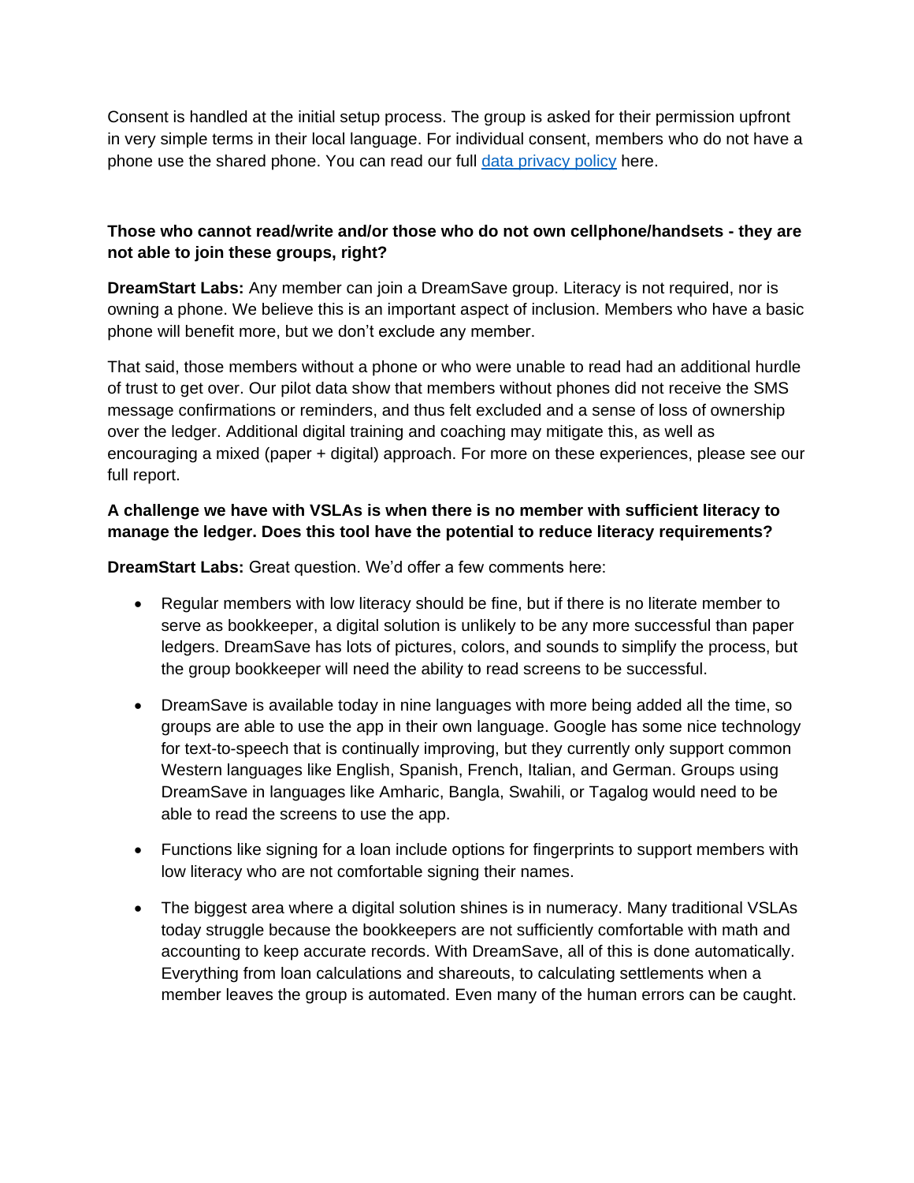Consent is handled at the initial setup process. The group is asked for their permission upfront in very simple terms in their local language. For individual consent, members who do not have a phone use the shared phone. You can read our full data privacy policy here.

**Those who cannot read/write and/or those who do not own cellphone/handsets - they are not able to join these groups, right?**

**DreamStart Labs:** Any member can join a DreamSave group. Literacy is not required, nor is owning a phone. We believe this is an important aspect of inclusion. Members who have a basic phone will benefit more, but we don't exclude any member.

That said, those members without a phone or who were unable to read had an additional hurdle of trust to get over. Our pilot data show that members without phones did not receive the SMS message confirmations or reminders, and thus felt excluded and a sense of loss of ownership over the ledger. Additional digital training and coaching may mitigate this, as well as encouraging a mixed (paper + digital) approach. For more on these experiences, please see our full report.

**A challenge we have with VSLAs is when there is no member with sufficient literacy to manage the ledger. Does this tool have the potential to reduce literacy requirements?**

**DreamStart Labs:** Great question. We'd offer a few comments here:

- Regular members with low literacy should be fine, but if there is no literate member to serve as bookkeeper, a digital solution is unlikely to be any more successful than paper ledgers. DreamSave has lots of pictures, colors, and sounds to simplify the process, but the group bookkeeper will need the ability to read screens to be successful.
- DreamSave is available today in nine languages with more being added all the time, so groups are able to use the app in their own language. Google has some nice technology for text-to-speech that is continually improving, but they currently only support common Western languages like English, Spanish, French, Italian, and German. Groups using DreamSave in languages like Amharic, Bangla, Swahili, or Tagalog would need to be able to read the screens to use the app.
- Functions like signing for a loan include options for fingerprints to support members with low literacy who are not comfortable signing their names.
- The biggest area where a digital solution shines is in numeracy. Many traditional VSLAs today struggle because the bookkeepers are not sufficiently comfortable with math and accounting to keep accurate records. With DreamSave, all of this is done automatically. Everything from loan calculations and shareouts, to calculating settlements when a member leaves the group is automated. Even many of the human errors can be caught.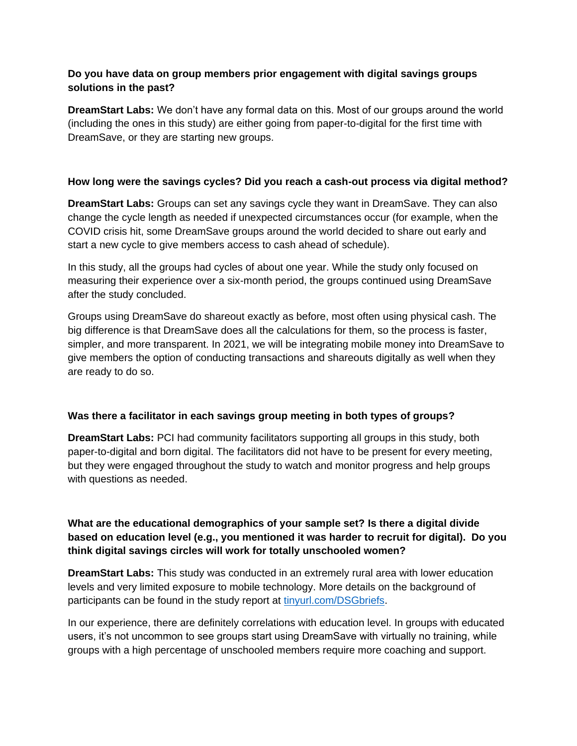**Do you have data on group members prior engagement with digital savings groups solutions in the past?**

**DreamStart Labs:** We don't have any formal data on this. Most of our groups around the world (including the ones in this study) are either going from paper-to-digital for the first time with DreamSave, or they are starting new groups.

**How long were the savings cycles? Did you reach a cash-out process via digital method?**

**DreamStart Labs:** Groups can set any savings cycle they want in DreamSave. They can also change the cycle length as needed if unexpected circumstances occur (for example, when the COVID crisis hit, some DreamSave groups around the world decided to share out early and start a new cycle to give members access to cash ahead of schedule).

In this study, all the groups had cycles of about one year. While the study only focused on measuring their experience over a six-month period, the groups continued using DreamSave after the study concluded.

Groups using DreamSave do shareout exactly as before, most often using physical cash. The big difference is that DreamSave does all the calculations for them, so the process is faster, simpler, and more transparent. In 2021, we will be integrating mobile money into DreamSave to give members the option of conducting transactions and shareouts digitally as well when they are ready to do so.

**Was there a facilitator in each savings group meeting in both types of groups?**

**DreamStart Labs:** PCI had community facilitators supporting all groups in this study, both paper-to-digital and born digital. The facilitators did not have to be present for every meeting, but they were engaged throughout the study to watch and monitor progress and help groups with questions as needed.

**What are the educational demographics of your sample set? Is there a digital divide based on education level (e.g., you mentioned it was harder to recruit for digital). Do you think digital savings circles will work for totally unschooled women?**

**DreamStart Labs:** This study was conducted in an extremely rural area with lower education levels and very limited exposure to mobile technology. More details on the background of participants can be found in the study report at [tinyurl.com/DSGbriefs](tinyurl.com/DSGbriefs).

In our experience, there are definitely correlations with education level. In groups with educated users, it's not uncommon to see groups start using DreamSave with virtually no training, while groups with a high percentage of unschooled members require more coaching and support.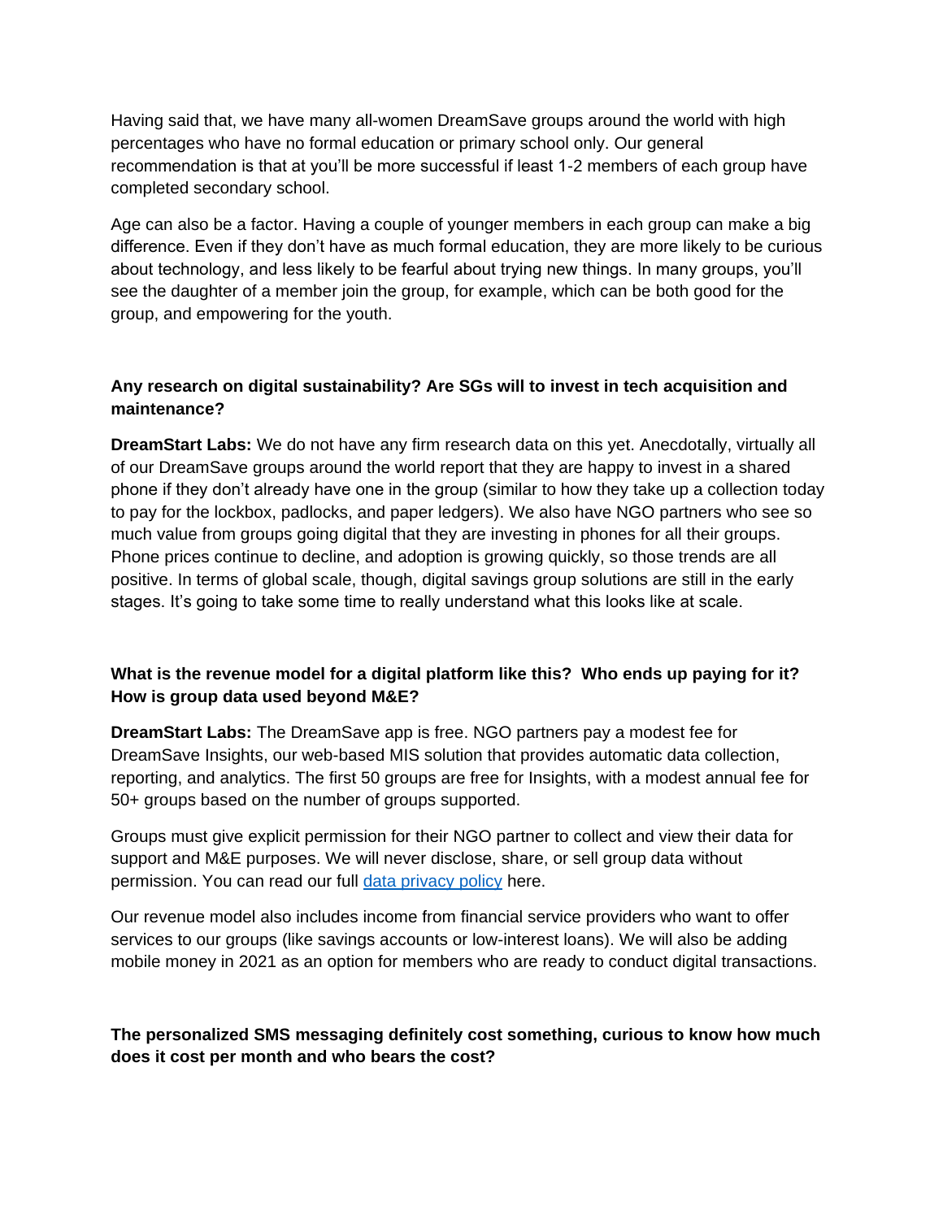Having said that, we have many all-women DreamSave groups around the world with high percentages who have no formal education or primary school only. Our general recommendation is that at you'll be more successful if least 1-2 members of each group have completed secondary school.

Age can also be a factor. Having a couple of younger members in each group can make a big difference. Even if they don't have as much formal education, they are more likely to be curious about technology, and less likely to be fearful about trying new things. In many groups, you'll see the daughter of a member join the group, for example, which can be both good for the group, and empowering for the youth.

**Any research on digital sustainability? Are SGs will to invest in tech acquisition and maintenance?**

**DreamStart Labs:** We do not have any firm research data on this yet. Anecdotally, virtually all of our DreamSave groups around the world report that they are happy to invest in a shared phone if they don't already have one in the group (similar to how they take up a collection today to pay for the lockbox, padlocks, and paper ledgers). We also have NGO partners who see so much value from groups going digital that they are investing in phones for all their groups. Phone prices continue to decline, and adoption is growing quickly, so those trends are all positive. In terms of global scale, though, digital savings group solutions are still in the early stages. It's going to take some time to really understand what this looks like at scale.

**What is the revenue model for a digital platform like this? Who ends up paying for it? How is group data used beyond M&E?**

**DreamStart Labs:** The DreamSave app is free. NGO partners pay a modest fee for DreamSave Insights, our web-based MIS solution that provides automatic data collection, reporting, and analytics. The first 50 groups are free for Insights, with a modest annual fee for 50+ groups based on the number of groups supported.

Groups must give explicit permission for their NGO partner to collect and view their data for support and M&E purposes. We will never disclose, share, or sell group data without permission. You can read our full data privacy policy here.

Our revenue model also includes income from financial service providers who want to offer services to our groups (like savings accounts or low-interest loans). We will also be adding mobile money in 2021 as an option for members who are ready to conduct digital transactions.

**The personalized SMS messaging definitely cost something, curious to know how much does it cost per month and who bears the cost?**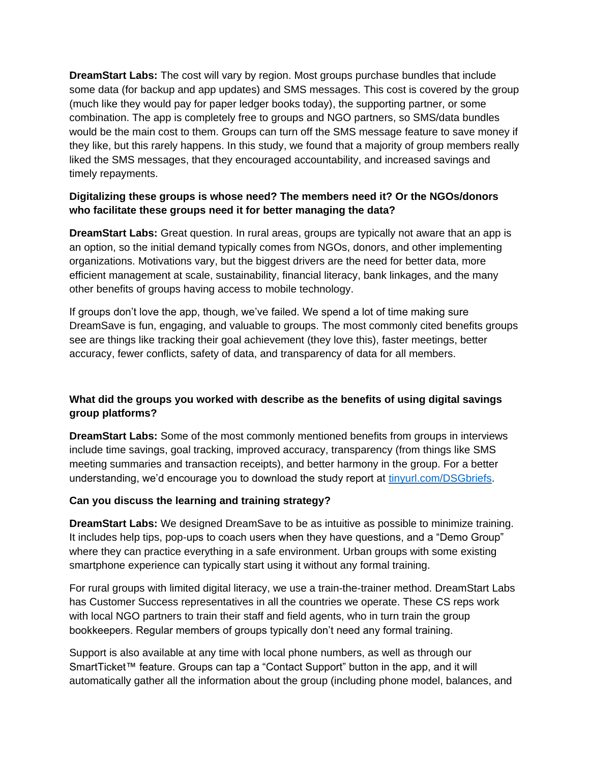**DreamStart Labs:** The cost will vary by region. Most groups purchase bundles that include some data (for backup and app updates) and SMS messages. This cost is covered by the group (much like they would pay for paper ledger books today), the supporting partner, or some combination. The app is completely free to groups and NGO partners, so SMS/data bundles would be the main cost to them. Groups can turn off the SMS message feature to save money if they like, but this rarely happens. In this study, we found that a majority of group members really liked the SMS messages, that they encouraged accountability, and increased savings and timely repayments.

**Digitalizing these groups is whose need? The members need it? Or the NGOs/donors who facilitate these groups need it for better managing the data?**

**DreamStart Labs:** Great question. In rural areas, groups are typically not aware that an app is an option, so the initial demand typically comes from NGOs, donors, and other implementing organizations. Motivations vary, but the biggest drivers are the need for better data, more efficient management at scale, sustainability, financial literacy, bank linkages, and the many other benefits of groups having access to mobile technology.

If groups don't love the app, though, we've failed. We spend a lot of time making sure DreamSave is fun, engaging, and valuable to groups. The most commonly cited benefits groups see are things like tracking their goal achievement (they love this), faster meetings, better accuracy, fewer conflicts, safety of data, and transparency of data for all members.

**What did the groups you worked with describe as the benefits of using digital savings group platforms?**

**DreamStart Labs:** Some of the most commonly mentioned benefits from groups in interviews include time savings, goal tracking, improved accuracy, transparency (from things like SMS meeting summaries and transaction receipts), and better harmony in the group. For a better understanding, we'd encourage you to download the study report at [tinyurl.com/DSGbriefs](https://tinyurl.com/DSGbriefs).

**Can you discuss the learning and training strategy?**

**DreamStart Labs:** We designed DreamSave to be as intuitive as possible to minimize training. It includes help tips, pop-ups to coach users when they have questions, and a "Demo Group" where they can practice everything in a safe environment. Urban groups with some existing smartphone experience can typically start using it without any formal training.

For rural groups with limited digital literacy, we use a train-the-trainer method. DreamStart Labs has Customer Success representatives in all the countries we operate. These CS reps work with local NGO partners to train their staff and field agents, who in turn train the group bookkeepers. Regular members of groups typically don't need any formal training.

Support is also available at any time with local phone numbers, as well as through our SmartTicket™ feature. Groups can tap a "Contact Support" button in the app, and it will automatically gather all the information about the group (including phone model, balances, and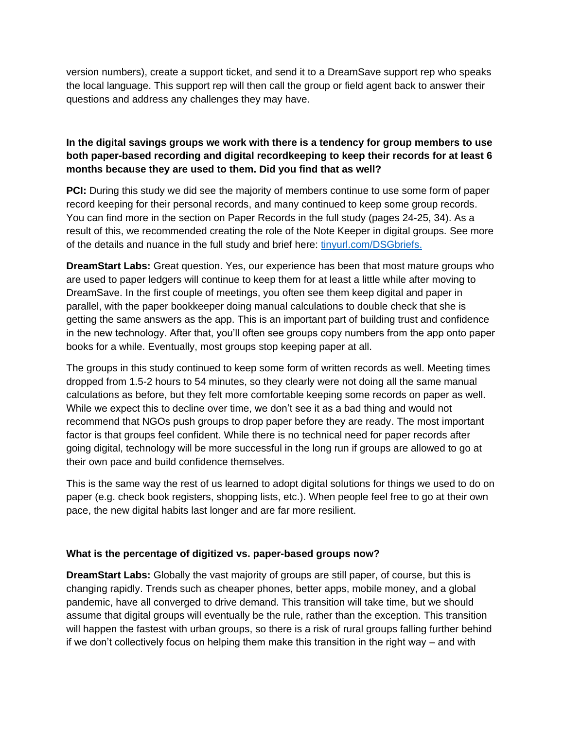version numbers), create a support ticket, and send it to a DreamSave support rep who speaks the local language. This support rep will then call the group or field agent back to answer their questions and address any challenges they may have.

**In the digital savings groups we work with there is a tendency for group members to use both paper-based recording and digital recordkeeping to keep their records for at least 6 months because they are used to them. Did you find that as well?**

**PCI:** During this study we did see the majority of members continue to use some form of paper record keeping for their personal records, and many continued to keep some group records. You can find more in the section on Paper Records in the full study (pages 24-25, 34). As a result of this, we recommended creating the role of the Note Keeper in digital groups. See more of the details and nuance in the full study and brief here: [tinyurl.com/DSGbriefs.](tinyurl.com/DSGbriefs)

**DreamStart Labs:** Great question. Yes, our experience has been that most mature groups who are used to paper ledgers will continue to keep them for at least a little while after moving to DreamSave. In the first couple of meetings, you often see them keep digital and paper in parallel, with the paper bookkeeper doing manual calculations to double check that she is getting the same answers as the app. This is an important part of building trust and confidence in the new technology. After that, you'll often see groups copy numbers from the app onto paper books for a while. Eventually, most groups stop keeping paper at all.

The groups in this study continued to keep some form of written records as well. Meeting times dropped from 1.5-2 hours to 54 minutes, so they clearly were not doing all the same manual calculations as before, but they felt more comfortable keeping some records on paper as well. While we expect this to decline over time, we don't see it as a bad thing and would not recommend that NGOs push groups to drop paper before they are ready. The most important factor is that groups feel confident. While there is no technical need for paper records after going digital, technology will be more successful in the long run if groups are allowed to go at their own pace and build confidence themselves.

This is the same way the rest of us learned to adopt digital solutions for things we used to do on paper (e.g. check book registers, shopping lists, etc.). When people feel free to go at their own pace, the new digital habits last longer and are far more resilient.

**What is the percentage of digitized vs. paper-based groups now?**

**DreamStart Labs:** Globally the vast majority of groups are still paper, of course, but this is changing rapidly. Trends such as cheaper phones, better apps, mobile money, and a global pandemic, have all converged to drive demand. This transition will take time, but we should assume that digital groups will eventually be the rule, rather than the exception. This transition will happen the fastest with urban groups, so there is a risk of rural groups falling further behind if we don't collectively focus on helping them make this transition in the right way – and with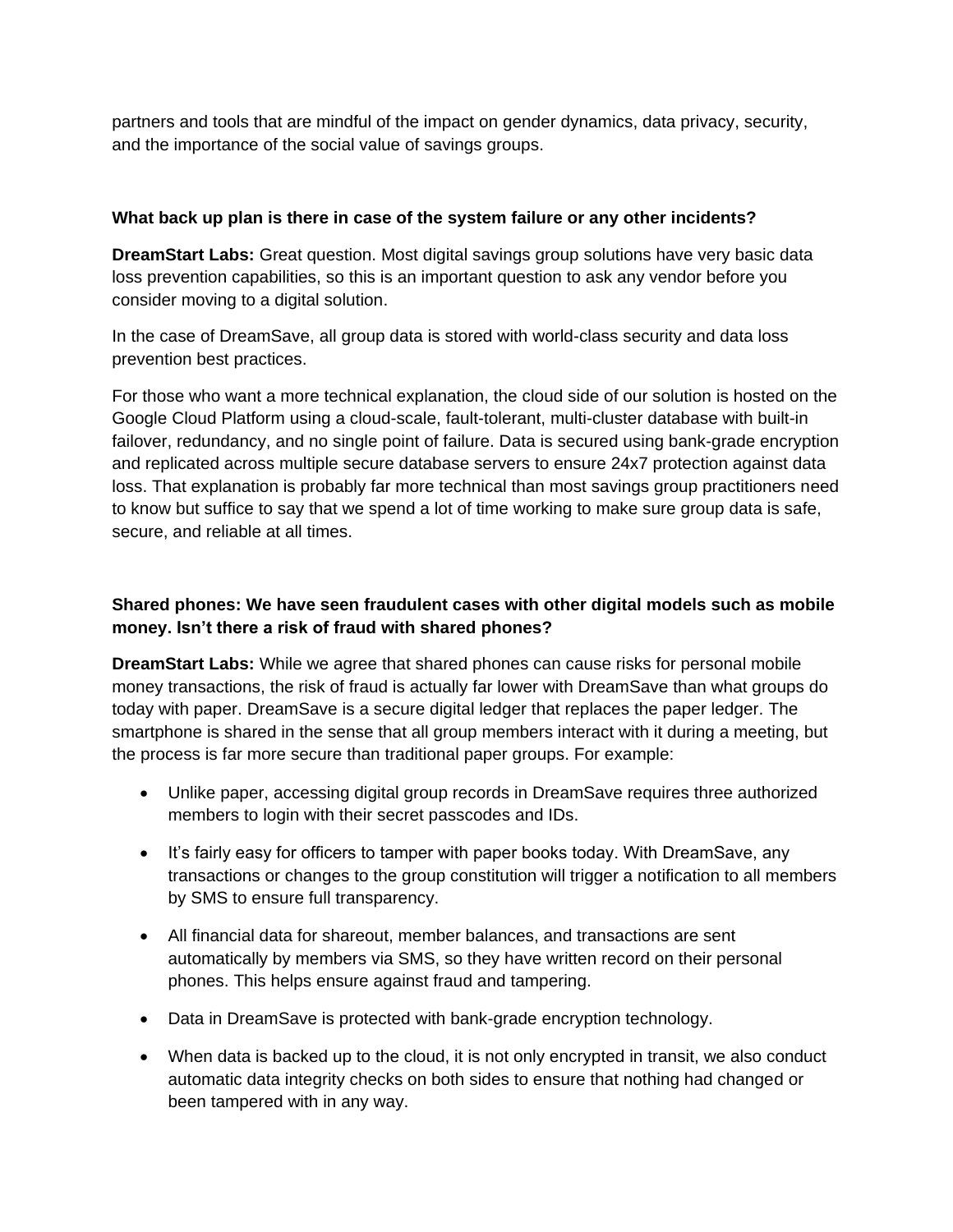partners and tools that are mindful of the impact on gender dynamics, data privacy, security, and the importance of the social value of savings groups.

**What back up plan is there in case of the system failure or any other incidents?**

**DreamStart Labs:** Great question. Most digital savings group solutions have very basic data loss prevention capabilities, so this is an important question to ask any vendor before you consider moving to a digital solution.

In the case of DreamSave, all group data is stored with world-class security and data loss prevention best practices.

For those who want a more technical explanation, the cloud side of our solution is hosted on the Google Cloud Platform using a cloud-scale, fault-tolerant, multi-cluster database with built-in failover, redundancy, and no single point of failure. Data is secured using bank-grade encryption and replicated across multiple secure database servers to ensure 24x7 protection against data loss. That explanation is probably far more technical than most savings group practitioners need to know but suffice to say that we spend a lot of time working to make sure group data is safe, secure, and reliable at all times.

**Shared phones: We have seen fraudulent cases with other digital models such as mobile money. Isn't there a risk of fraud with shared phones?**

**DreamStart Labs:** While we agree that shared phones can cause risks for personal mobile money transactions, the risk of fraud is actually far lower with DreamSave than what groups do today with paper. DreamSave is a secure digital ledger that replaces the paper ledger. The smartphone is shared in the sense that all group members interact with it during a meeting, but the process is far more secure than traditional paper groups. For example:

- Unlike paper, accessing digital group records in DreamSave requires three authorized members to login with their secret passcodes and IDs.
- It's fairly easy for officers to tamper with paper books today. With DreamSave, any transactions or changes to the group constitution will trigger a notification to all members by SMS to ensure full transparency.
- All financial data for shareout, member balances, and transactions are sent automatically by members via SMS, so they have written record on their personal phones. This helps ensure against fraud and tampering.
- Data in DreamSave is protected with bank-grade encryption technology.
- When data is backed up to the cloud, it is not only encrypted in transit, we also conduct automatic data integrity checks on both sides to ensure that nothing had changed or been tampered with in any way.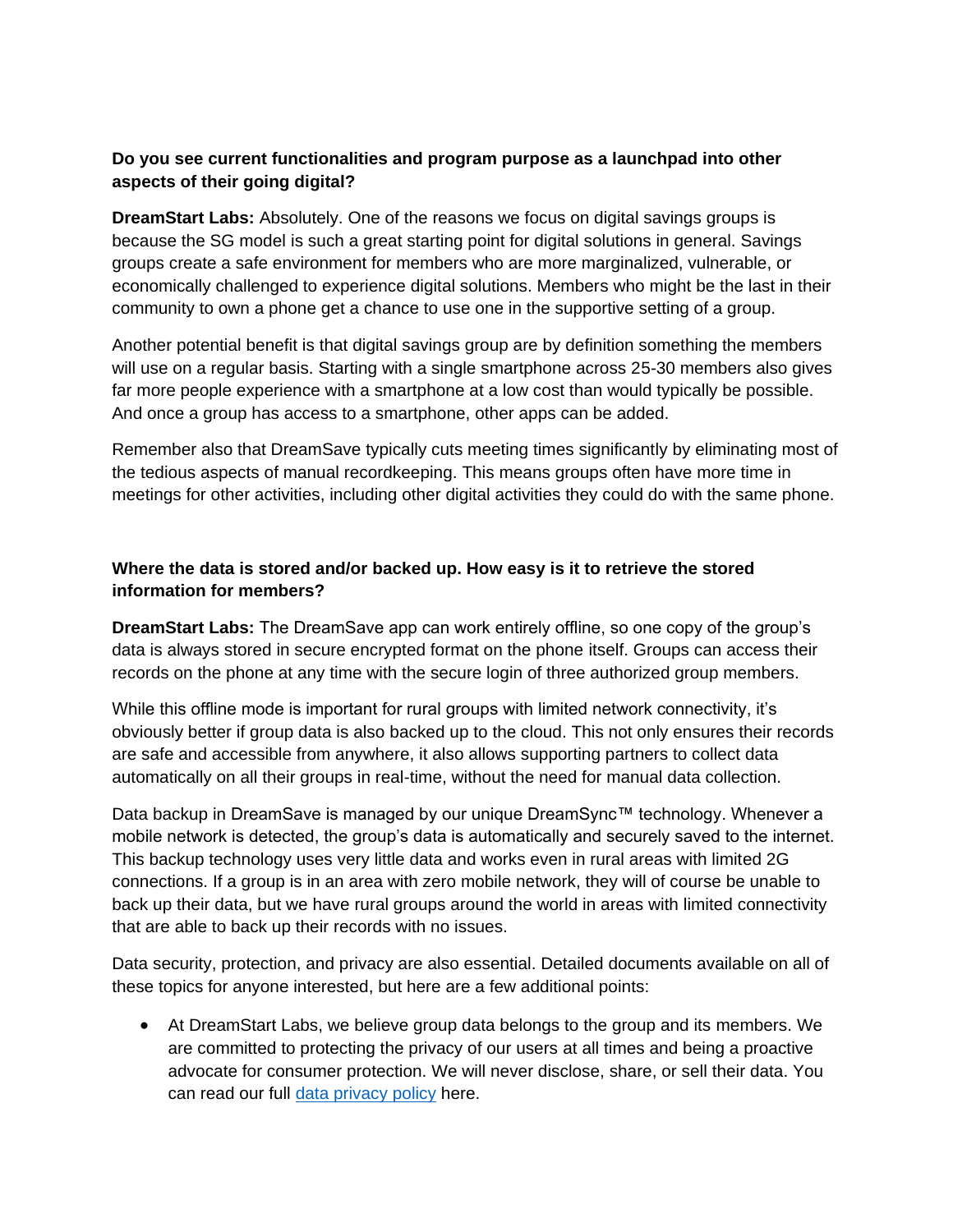**Do you see current functionalities and program purpose as a launchpad into other aspects of their going digital?**

**DreamStart Labs:** Absolutely. One of the reasons we focus on digital savings groups is because the SG model is such a great starting point for digital solutions in general. Savings groups create a safe environment for members who are more marginalized, vulnerable, or economically challenged to experience digital solutions. Members who might be the last in their community to own a phone get a chance to use one in the supportive setting of a group.

Another potential benefit is that digital savings group are by definition something the members will use on a regular basis. Starting with a single smartphone across 25-30 members also gives far more people experience with a smartphone at a low cost than would typically be possible. And once a group has access to a smartphone, other apps can be added.

Remember also that DreamSave typically cuts meeting times significantly by eliminating most of the tedious aspects of manual recordkeeping. This means groups often have more time in meetings for other activities, including other digital activities they could do with the same phone.

**Where the data is stored and/or backed up. How easy is it to retrieve the stored information for members?**

**DreamStart Labs:** The DreamSave app can work entirely offline, so one copy of the group's data is always stored in secure encrypted format on the phone itself. Groups can access their records on the phone at any time with the secure login of three authorized group members.

While this offline mode is important for rural groups with limited network connectivity, it's obviously better if group data is also backed up to the cloud. This not only ensures their records are safe and accessible from anywhere, it also allows supporting partners to collect data automatically on all their groups in real-time, without the need for manual data collection.

Data backup in DreamSave is managed by our unique DreamSync™ technology. Whenever a mobile network is detected, the group's data is automatically and securely saved to the internet. This backup technology uses very little data and works even in rural areas with limited 2G connections. If a group is in an area with zero mobile network, they will of course be unable to back up their data, but we have rural groups around the world in areas with limited connectivity that are able to back up their records with no issues.

Data security, protection, and privacy are also essential. Detailed documents available on all of these topics for anyone interested, but here are a few additional points:

- At DreamStart Labs, we believe group data belongs to the group and its members. We are committed to protecting the privacy of our users at all times and being a proactive advocate for consumer protection. We will never disclose, share, or sell their data. You can read our full [data privacy policy](#) here.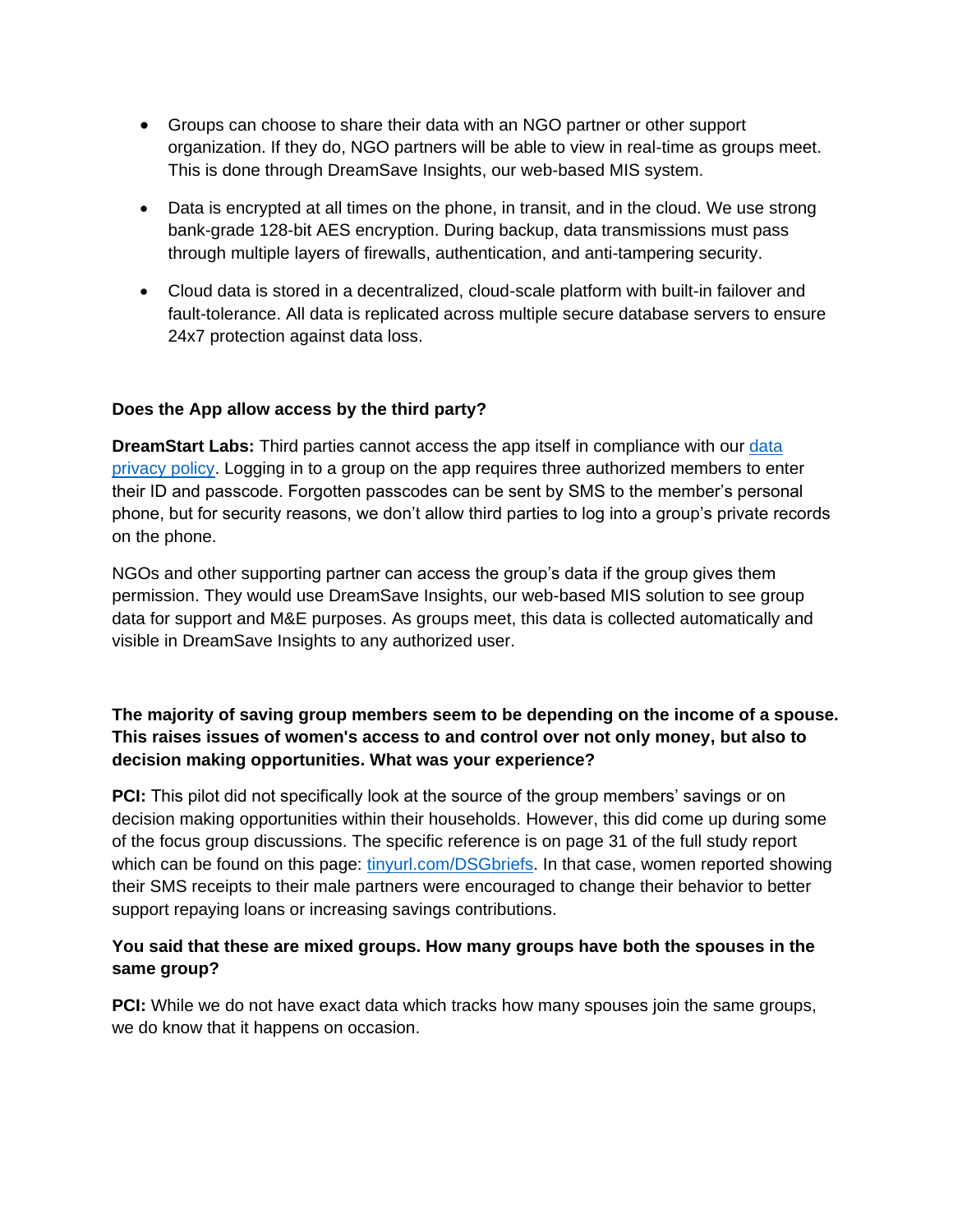- Groups can choose to share their data with an NGO partner or other support organization. If they do, NGO partners will be able to view in real-time as groups meet. This is done through DreamSave Insights, our web-based MIS system.
- Data is encrypted at all times on the phone, in transit, and in the cloud. We use strong bank-grade 128-bit AES encryption. During backup, data transmissions must pass through multiple layers of firewalls, authentication, and anti-tampering security.
- Cloud data is stored in a decentralized, cloud-scale platform with built-in failover and fault-tolerance. All data is replicated across multiple secure database servers to ensure 24x7 protection against data loss.

**Does the App allow access by the third party?**

**DreamStart Labs:** Third parties cannot access the app itself in compliance with our data privacy policy. Logging in to a group on the app requires three authorized members to enter their ID and passcode. Forgotten passcodes can be sent by SMS to the member's personal phone, but for security reasons, we don't allow third parties to log into a group's private records on the phone.

NGOs and other supporting partner can access the group's data if the group gives them permission. They would use DreamSave Insights, our web-based MIS solution to see group data for support and M&E purposes. As groups meet, this data is collected automatically and visible in DreamSave Insights to any authorized user.

**The majority of saving group members seem to be depending on the income of a spouse. This raises issues of women's access to and control over not only money, but also to decision making opportunities. What was your experience?**

**PCI:** This pilot did not specifically look at the source of the group members' savings or on decision making opportunities within their households. However, this did come up during some of the focus group discussions. The specific reference is on page 31 of the full study report which can be found on this page: tinyurl.com/DSGbriefs. In that case, women reported showing their SMS receipts to their male partners were encouraged to change their behavior to better support repaying loans or increasing savings contributions.

**You said that these are mixed groups. How many groups have both the spouses in the same group?**

**PCI:** While we do not have exact data which tracks how many spouses join the same groups, we do know that it happens on occasion.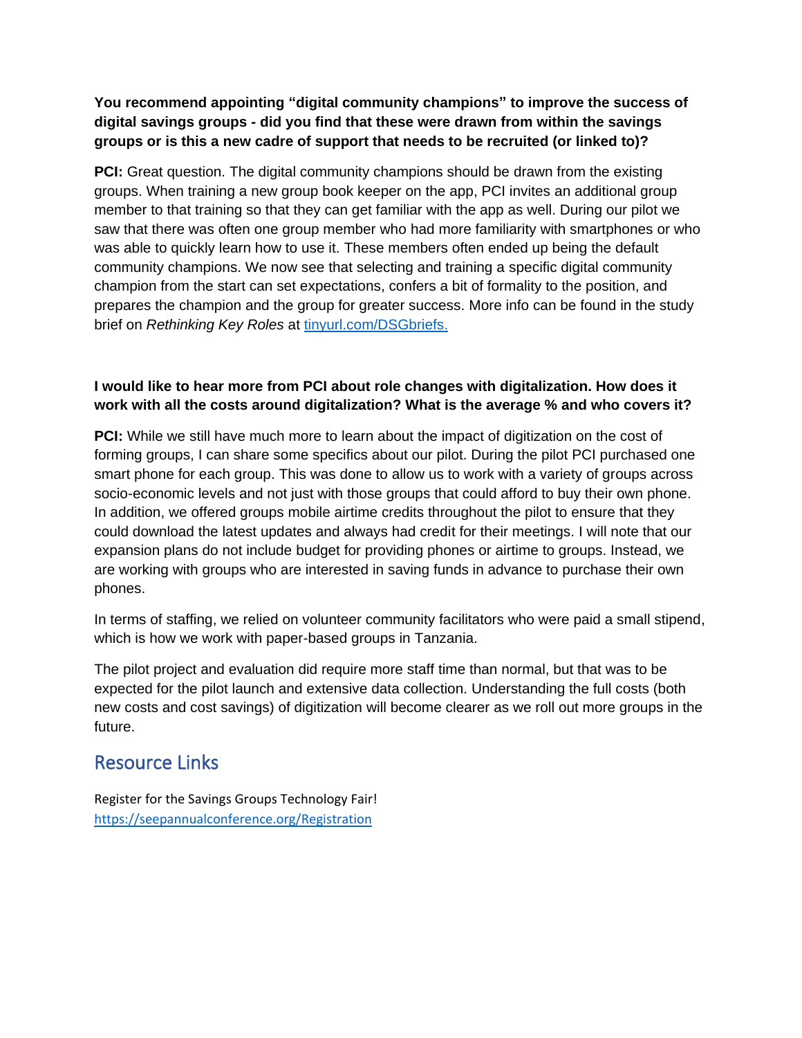**You recommend appointing "digital community champions" to improve the success of digital savings groups - did you find that these were drawn from within the savings groups or is this a new cadre of support that needs to be recruited (or linked to)?**

**PCI:** Great question. The digital community champions should be drawn from the existing groups. When training a new group book keeper on the app, PCI invites an additional group member to that training so that they can get familiar with the app as well. During our pilot we saw that there was often one group member who had more familiarity with smartphones or who was able to quickly learn how to use it. These members often ended up being the default community champions. We now see that selecting and training a specific digital community champion from the start can set expectations, confers a bit of formality to the position, and prepares the champion and the group for greater success. More info can be found in the study brief on *Rethinking Key Roles* at [tinyurl.com/DSGbriefs.](https://tinyurl.com/DSGbriefs)

**I would like to hear more from PCI about role changes with digitalization. How does it work with all the costs around digitalization? What is the average % and who covers it?**

**PCI:** While we still have much more to learn about the impact of digitization on the cost of forming groups, I can share some specifics about our pilot. During the pilot PCI purchased one smart phone for each group. This was done to allow us to work with a variety of groups across socio-economic levels and not just with those groups that could afford to buy their own phone. In addition, we offered groups mobile airtime credits throughout the pilot to ensure that they could download the latest updates and always had credit for their meetings. I will note that our expansion plans do not include budget for providing phones or airtime to groups. Instead, we are working with groups who are interested in saving funds in advance to purchase their own phones.

In terms of staffing, we relied on volunteer community facilitators who were paid a small stipend, which is how we work with paper-based groups in Tanzania.

The pilot project and evaluation did require more staff time than normal, but that was to be expected for the pilot launch and extensive data collection. Understanding the full costs (both new costs and cost savings) of digitization will become clearer as we roll out more groups in the future.

## Resource Links

Register for the Savings Groups Technology Fair!
[https://seepannualconference.org/Registration](https://seepannualconference.org/Registration)